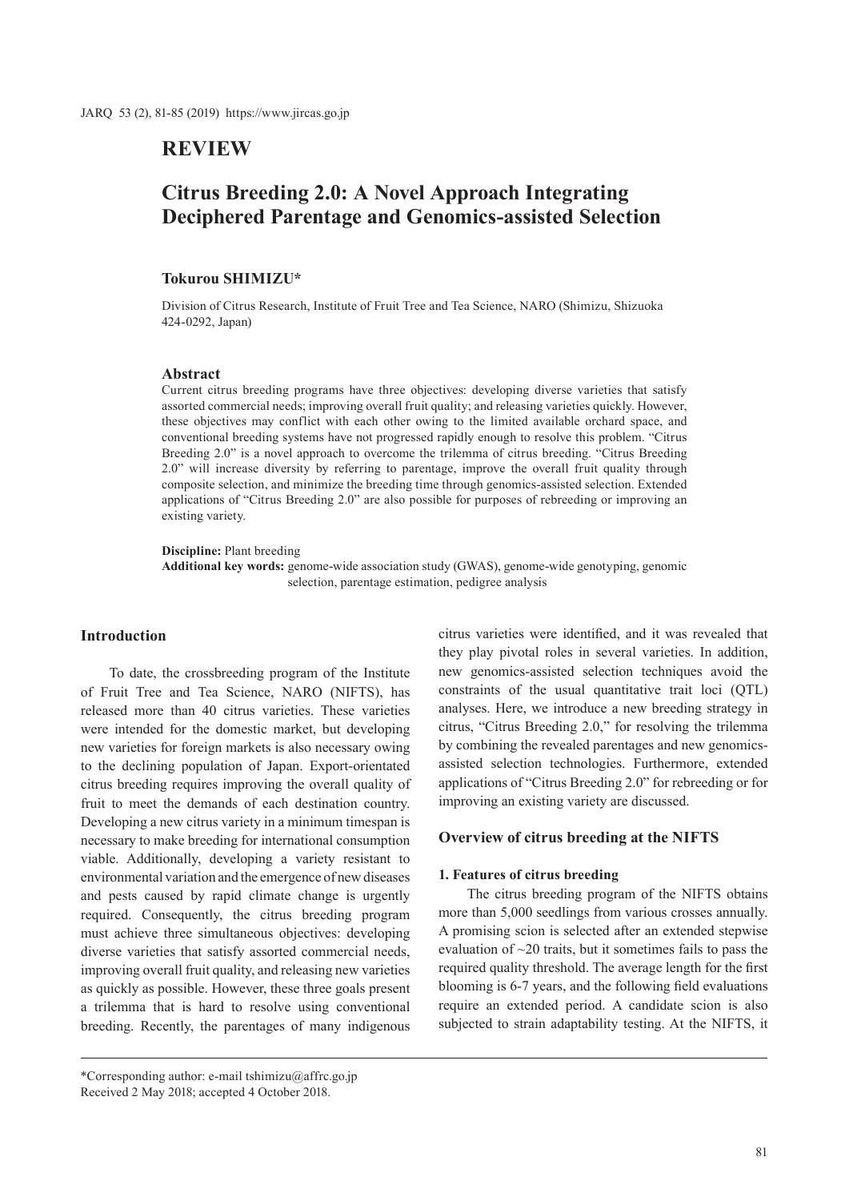## REVIEW

# Citrus Breeding 2.0: A Novel Approach Integrating Deciphered Parentage and Genomics-assisted Selection

**Tokurou SHIMIZU***

Division of Citrus Research, Institute of Fruit Tree and Tea Science, NARO (Shimizu, Shizuoka 424-0292, Japan)

### Abstract

Current citrus breeding programs have three objectives: developing diverse varieties that satisfy assorted commercial needs; improving overall fruit quality; and releasing varieties quickly. However, these objectives may conflict with each other owing to the limited available orchard space, and conventional breeding systems have not progressed rapidly enough to resolve this problem. "Citrus Breeding 2.0" is a novel approach to overcome the trilemma of citrus breeding. "Citrus Breeding 2.0" will increase diversity by referring to parentage, improve the overall fruit quality through composite selection, and minimize the breeding time through genomics-assisted selection. Extended applications of "Citrus Breeding 2.0" are also possible for purposes of rebreeding or improving an existing variety.

**Discipline:** Plant breeding
**Additional key words:** genome-wide association study (GWAS), genome-wide genotyping, genomic selection, parentage estimation, pedigree analysis

## Introduction

To date, the crossbreeding program of the Institute of Fruit Tree and Tea Science, NARO (NIFTS), has released more than 40 citrus varieties. These varieties were intended for the domestic market, but developing new varieties for foreign markets is also necessary owing to the declining population of Japan. Export-orientated citrus breeding requires improving the overall quality of fruit to meet the demands of each destination country. Developing a new citrus variety in a minimum timespan is necessary to make breeding for international consumption viable. Additionally, developing a variety resistant to environmental variation and the emergence of new diseases and pests caused by rapid climate change is urgently required. Consequently, the citrus breeding program must achieve three simultaneous objectives: developing diverse varieties that satisfy assorted commercial needs, improving overall fruit quality, and releasing new varieties as quickly as possible. However, these three goals present a trilemma that is hard to resolve using conventional breeding. Recently, the parentages of many indigenous citrus varieties were identified, and it was revealed that they play pivotal roles in several varieties. In addition, new genomics-assisted selection techniques avoid the constraints of the usual quantitative trait loci (QTL) analyses. Here, we introduce a new breeding strategy in citrus, "Citrus Breeding 2.0," for resolving the trilemma by combining the revealed parentages and new genomics-assisted selection technologies. Furthermore, extended applications of "Citrus Breeding 2.0" for rebreeding or for improving an existing variety are discussed.

## Overview of citrus breeding at the NIFTS

### 1. Features of citrus breeding

The citrus breeding program of the NIFTS obtains more than 5,000 seedlings from various crosses annually. A promising scion is selected after an extended stepwise evaluation of ~20 traits, but it sometimes fails to pass the required quality threshold. The average length for the first blooming is 6-7 years, and the following field evaluations require an extended period. A candidate scion is also subjected to strain adaptability testing. At the NIFTS, it

*Corresponding author: e-mail tshimizu@affrc.go.jp
Received 2 May 2018; accepted 4 October 2018.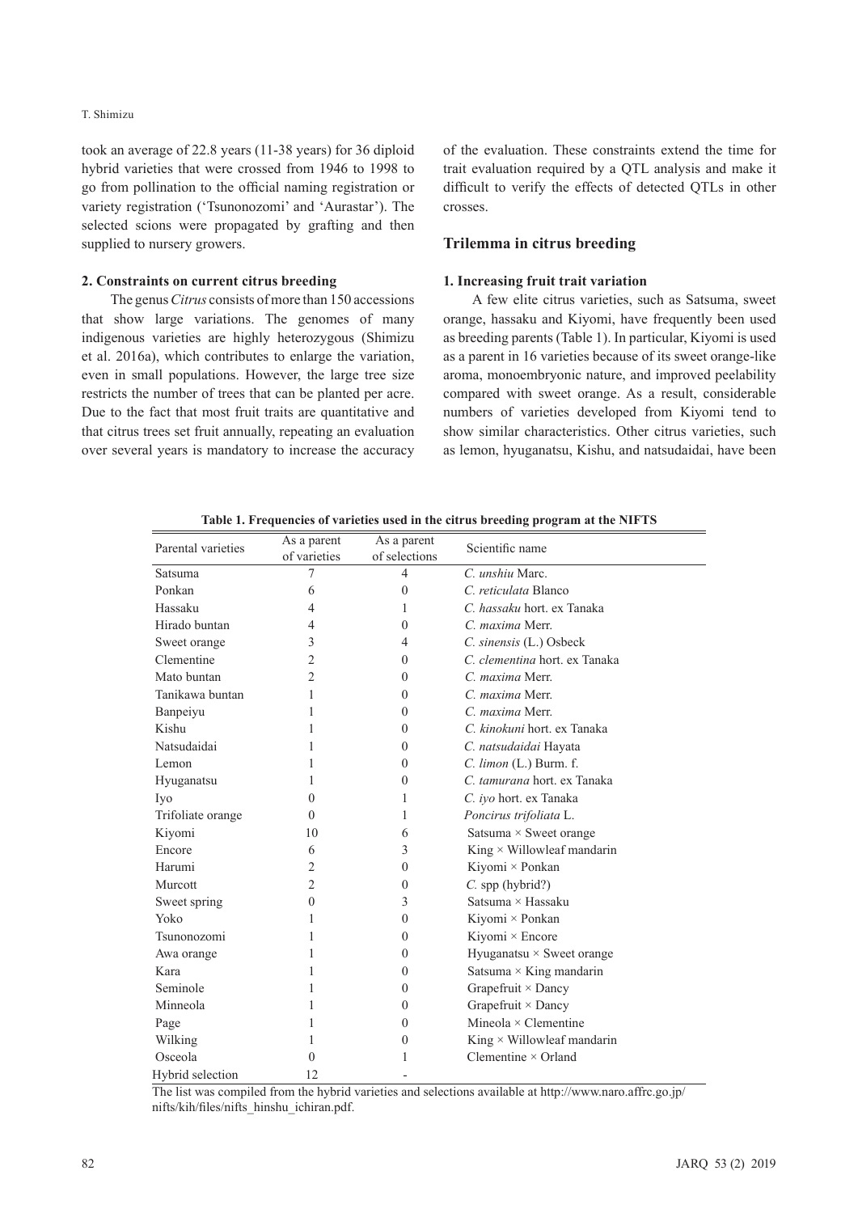took an average of 22.8 years (11-38 years) for 36 diploid hybrid varieties that were crossed from 1946 to 1998 to go from pollination to the official naming registration or variety registration ('Tsunonozomi' and 'Aurastar'). The selected scions were propagated by grafting and then supplied to nursery growers.

### 2. Constraints on current citrus breeding

The genus *Citrus* consists of more than 150 accessions that show large variations. The genomes of many indigenous varieties are highly heterozygous (Shimizu et al. 2016a), which contributes to enlarge the variation, even in small populations. However, the large tree size restricts the number of trees that can be planted per acre. Due to the fact that most fruit traits are quantitative and that citrus trees set fruit annually, repeating an evaluation over several years is mandatory to increase the accuracy of the evaluation. These constraints extend the time for trait evaluation required by a QTL analysis and make it difficult to verify the effects of detected QTLs in other crosses.

## Trilemma in citrus breeding

### 1. Increasing fruit trait variation

A few elite citrus varieties, such as Satsuma, sweet orange, hassaku and Kiyomi, have frequently been used as breeding parents (Table 1). In particular, Kiyomi is used as a parent in 16 varieties because of its sweet orange-like aroma, monoembryonic nature, and improved peelability compared with sweet orange. As a result, considerable numbers of varieties developed from Kiyomi tend to show similar characteristics. Other citrus varieties, such as lemon, hyuganatsu, Kishu, and natsudaidai, have been

**Table 1. Frequencies of varieties used in the citrus breeding program at the NIFTS**

| Parental varieties | As a parent of varieties | As a parent of selections | Scientific name |
|---|---|---|---|
| Satsuma | 7 | 4 | *C. unshiu* Marc. |
| Ponkan | 6 | 0 | *C. reticulata* Blanco |
| Hassaku | 4 | 1 | *C. hassaku* hort. ex Tanaka |
| Hirado buntan | 4 | 0 | *C. maxima* Merr. |
| Sweet orange | 3 | 4 | *C. sinensis* (L.) Osbeck |
| Clementine | 2 | 0 | *C. clementina* hort. ex Tanaka |
| Mato buntan | 2 | 0 | *C. maxima* Merr. |
| Tanikawa buntan | 1 | 0 | *C. maxima* Merr. |
| Banpeiyu | 1 | 0 | *C. maxima* Merr. |
| Kishu | 1 | 0 | *C. kinokuni* hort. ex Tanaka |
| Natsudaidai | 1 | 0 | *C. natsudaidai* Hayata |
| Lemon | 1 | 0 | *C. limon* (L.) Burm. f. |
| Hyuganatsu | 1 | 0 | *C. tamurana* hort. ex Tanaka |
| Iyo | 0 | 1 | *C. iyo* hort. ex Tanaka |
| Trifoliate orange | 0 | 1 | *Poncirus trifoliata* L. |
| Kiyomi | 10 | 6 | Satsuma × Sweet orange |
| Encore | 6 | 3 | King × Willowleaf mandarin |
| Harumi | 2 | 0 | Kiyomi × Ponkan |
| Murcott | 2 | 0 | *C.* spp (hybrid?) |
| Sweet spring | 0 | 3 | Satsuma × Hassaku |
| Yoko | 1 | 0 | Kiyomi × Ponkan |
| Tsunonozomi | 1 | 0 | Kiyomi × Encore |
| Awa orange | 1 | 0 | Hyuganatsu × Sweet orange |
| Kara | 1 | 0 | Satsuma × King mandarin |
| Seminole | 1 | 0 | Grapefruit × Dancy |
| Minneola | 1 | 0 | Grapefruit × Dancy |
| Page | 1 | 0 | Mineola × Clementine |
| Wilking | 1 | 0 | King × Willowleaf mandarin |
| Osceola | 0 | 1 | Clementine × Orland |
| Hybrid selection | 12 | - | |

The list was compiled from the hybrid varieties and selections available at http://www.naro.affrc.go.jp/nifts/kih/files/nifts_hinshu_ichiran.pdf.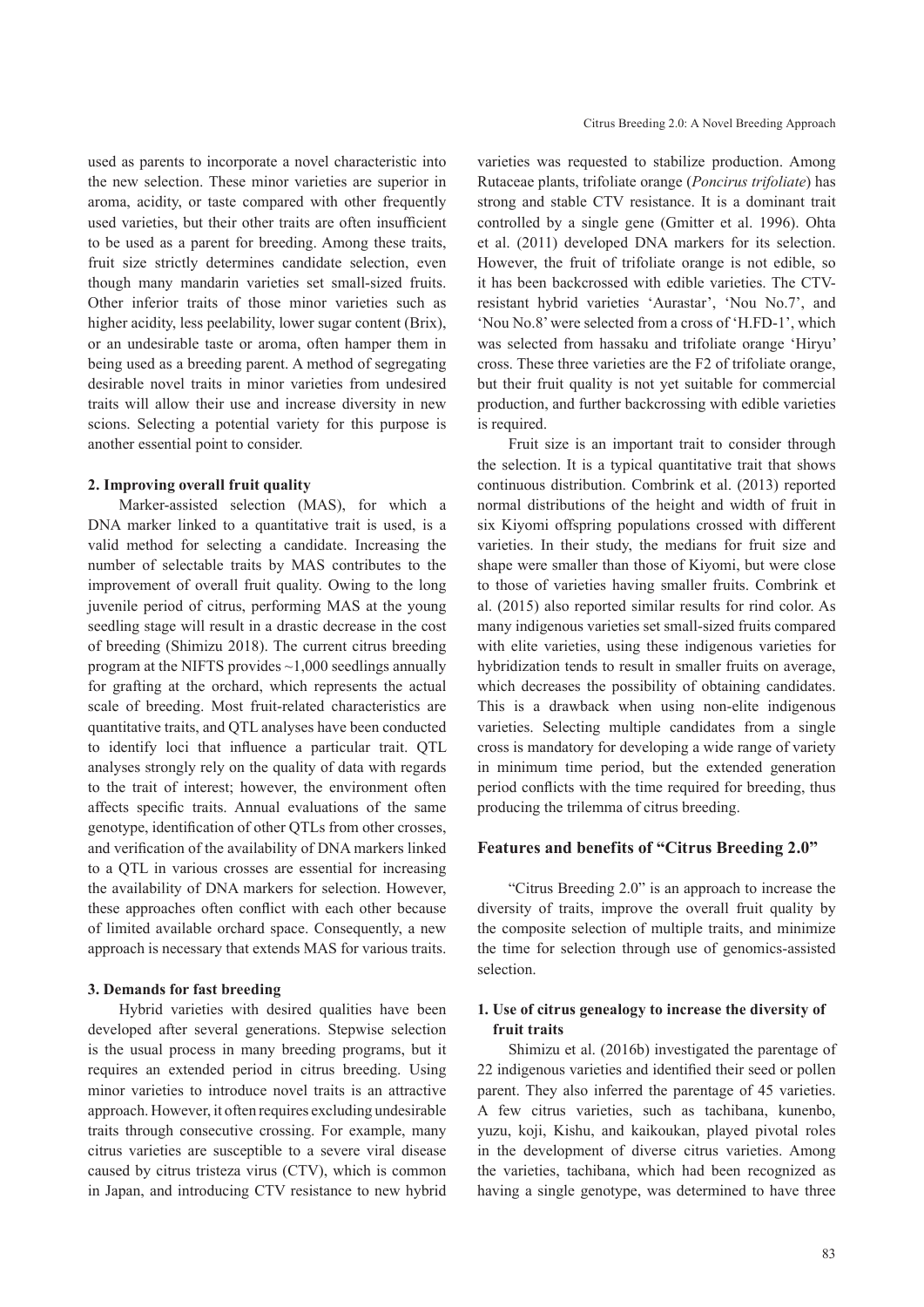used as parents to incorporate a novel characteristic into the new selection. These minor varieties are superior in aroma, acidity, or taste compared with other frequently used varieties, but their other traits are often insufficient to be used as a parent for breeding. Among these traits, fruit size strictly determines candidate selection, even though many mandarin varieties set small-sized fruits. Other inferior traits of those minor varieties such as higher acidity, less peelability, lower sugar content (Brix), or an undesirable taste or aroma, often hamper them in being used as a breeding parent. A method of segregating desirable novel traits in minor varieties from undesired traits will allow their use and increase diversity in new scions. Selecting a potential variety for this purpose is another essential point to consider.

### 2. Improving overall fruit quality

Marker-assisted selection (MAS), for which a DNA marker linked to a quantitative trait is used, is a valid method for selecting a candidate. Increasing the number of selectable traits by MAS contributes to the improvement of overall fruit quality. Owing to the long juvenile period of citrus, performing MAS at the young seedling stage will result in a drastic decrease in the cost of breeding (Shimizu 2018). The current citrus breeding program at the NIFTS provides ~1,000 seedlings annually for grafting at the orchard, which represents the actual scale of breeding. Most fruit-related characteristics are quantitative traits, and QTL analyses have been conducted to identify loci that influence a particular trait. QTL analyses strongly rely on the quality of data with regards to the trait of interest; however, the environment often affects specific traits. Annual evaluations of the same genotype, identification of other QTLs from other crosses, and verification of the availability of DNA markers linked to a QTL in various crosses are essential for increasing the availability of DNA markers for selection. However, these approaches often conflict with each other because of limited available orchard space. Consequently, a new approach is necessary that extends MAS for various traits.

### 3. Demands for fast breeding

Hybrid varieties with desired qualities have been developed after several generations. Stepwise selection is the usual process in many breeding programs, but it requires an extended period in citrus breeding. Using minor varieties to introduce novel traits is an attractive approach. However, it often requires excluding undesirable traits through consecutive crossing. For example, many citrus varieties are susceptible to a severe viral disease caused by citrus tristeza virus (CTV), which is common in Japan, and introducing CTV resistance to new hybrid varieties was requested to stabilize production. Among Rutaceae plants, trifoliate orange (*Poncirus trifoliate*) has strong and stable CTV resistance. It is a dominant trait controlled by a single gene (Gmitter et al. 1996). Ohta et al. (2011) developed DNA markers for its selection. However, the fruit of trifoliate orange is not edible, so it has been backcrossed with edible varieties. The CTV-resistant hybrid varieties 'Aurastar', 'Nou No.7', and 'Nou No.8' were selected from a cross of 'H.FD-1', which was selected from hassaku and trifoliate orange 'Hiryu' cross. These three varieties are the F2 of trifoliate orange, but their fruit quality is not yet suitable for commercial production, and further backcrossing with edible varieties is required.

Fruit size is an important trait to consider through the selection. It is a typical quantitative trait that shows continuous distribution. Combrink et al. (2013) reported normal distributions of the height and width of fruit in six Kiyomi offspring populations crossed with different varieties. In their study, the medians for fruit size and shape were smaller than those of Kiyomi, but were close to those of varieties having smaller fruits. Combrink et al. (2015) also reported similar results for rind color. As many indigenous varieties set small-sized fruits compared with elite varieties, using these indigenous varieties for hybridization tends to result in smaller fruits on average, which decreases the possibility of obtaining candidates. This is a drawback when using non-elite indigenous varieties. Selecting multiple candidates from a single cross is mandatory for developing a wide range of variety in minimum time period, but the extended generation period conflicts with the time required for breeding, thus producing the trilemma of citrus breeding.

## Features and benefits of "Citrus Breeding 2.0"

"Citrus Breeding 2.0" is an approach to increase the diversity of traits, improve the overall fruit quality by the composite selection of multiple traits, and minimize the time for selection through use of genomics-assisted selection.

### 1. Use of citrus genealogy to increase the diversity of fruit traits

Shimizu et al. (2016b) investigated the parentage of 22 indigenous varieties and identified their seed or pollen parent. They also inferred the parentage of 45 varieties. A few citrus varieties, such as tachibana, kunenbo, yuzu, koji, Kishu, and kaikoukan, played pivotal roles in the development of diverse citrus varieties. Among the varieties, tachibana, which had been recognized as having a single genotype, was determined to have three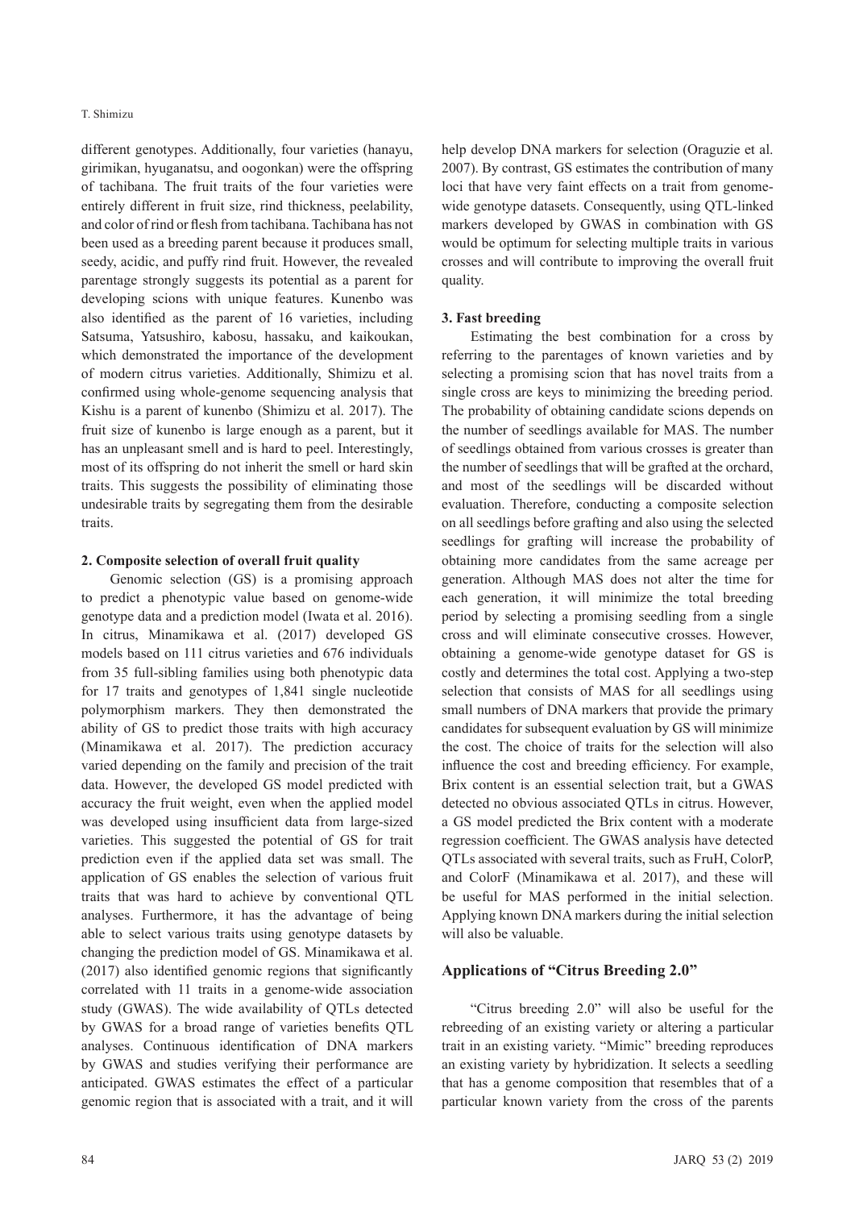different genotypes. Additionally, four varieties (hanayu, girimikan, hyuganatsu, and oogonkan) were the offspring of tachibana. The fruit traits of the four varieties were entirely different in fruit size, rind thickness, peelability, and color of rind or flesh from tachibana. Tachibana has not been used as a breeding parent because it produces small, seedy, acidic, and puffy rind fruit. However, the revealed parentage strongly suggests its potential as a parent for developing scions with unique features. Kunenbo was also identified as the parent of 16 varieties, including Satsuma, Yatsushiro, kabosu, hassaku, and kaikoukan, which demonstrated the importance of the development of modern citrus varieties. Additionally, Shimizu et al. confirmed using whole-genome sequencing analysis that Kishu is a parent of kunenbo (Shimizu et al. 2017). The fruit size of kunenbo is large enough as a parent, but it has an unpleasant smell and is hard to peel. Interestingly, most of its offspring do not inherit the smell or hard skin traits. This suggests the possibility of eliminating those undesirable traits by segregating them from the desirable traits.

### 2. Composite selection of overall fruit quality

Genomic selection (GS) is a promising approach to predict a phenotypic value based on genome-wide genotype data and a prediction model (Iwata et al. 2016). In citrus, Minamikawa et al. (2017) developed GS models based on 111 citrus varieties and 676 individuals from 35 full-sibling families using both phenotypic data for 17 traits and genotypes of 1,841 single nucleotide polymorphism markers. They then demonstrated the ability of GS to predict those traits with high accuracy (Minamikawa et al. 2017). The prediction accuracy varied depending on the family and precision of the trait data. However, the developed GS model predicted with accuracy the fruit weight, even when the applied model was developed using insufficient data from large-sized varieties. This suggested the potential of GS for trait prediction even if the applied data set was small. The application of GS enables the selection of various fruit traits that was hard to achieve by conventional QTL analyses. Furthermore, it has the advantage of being able to select various traits using genotype datasets by changing the prediction model of GS. Minamikawa et al. (2017) also identified genomic regions that significantly correlated with 11 traits in a genome-wide association study (GWAS). The wide availability of QTLs detected by GWAS for a broad range of varieties benefits QTL analyses. Continuous identification of DNA markers by GWAS and studies verifying their performance are anticipated. GWAS estimates the effect of a particular genomic region that is associated with a trait, and it will help develop DNA markers for selection (Oraguzie et al. 2007). By contrast, GS estimates the contribution of many loci that have very faint effects on a trait from genome-wide genotype datasets. Consequently, using QTL-linked markers developed by GWAS in combination with GS would be optimum for selecting multiple traits in various crosses and will contribute to improving the overall fruit quality.

### 3. Fast breeding

Estimating the best combination for a cross by referring to the parentages of known varieties and by selecting a promising scion that has novel traits from a single cross are keys to minimizing the breeding period. The probability of obtaining candidate scions depends on the number of seedlings available for MAS. The number of seedlings obtained from various crosses is greater than the number of seedlings that will be grafted at the orchard, and most of the seedlings will be discarded without evaluation. Therefore, conducting a composite selection on all seedlings before grafting and also using the selected seedlings for grafting will increase the probability of obtaining more candidates from the same acreage per generation. Although MAS does not alter the time for each generation, it will minimize the total breeding period by selecting a promising seedling from a single cross and will eliminate consecutive crosses. However, obtaining a genome-wide genotype dataset for GS is costly and determines the total cost. Applying a two-step selection that consists of MAS for all seedlings using small numbers of DNA markers that provide the primary candidates for subsequent evaluation by GS will minimize the cost. The choice of traits for the selection will also influence the cost and breeding efficiency. For example, Brix content is an essential selection trait, but a GWAS detected no obvious associated QTLs in citrus. However, a GS model predicted the Brix content with a moderate regression coefficient. The GWAS analysis have detected QTLs associated with several traits, such as FruH, ColorP, and ColorF (Minamikawa et al. 2017), and these will be useful for MAS performed in the initial selection. Applying known DNA markers during the initial selection will also be valuable.

## Applications of "Citrus Breeding 2.0"

"Citrus breeding 2.0" will also be useful for the rebreeding of an existing variety or altering a particular trait in an existing variety. "Mimic" breeding reproduces an existing variety by hybridization. It selects a seedling that has a genome composition that resembles that of a particular known variety from the cross of the parents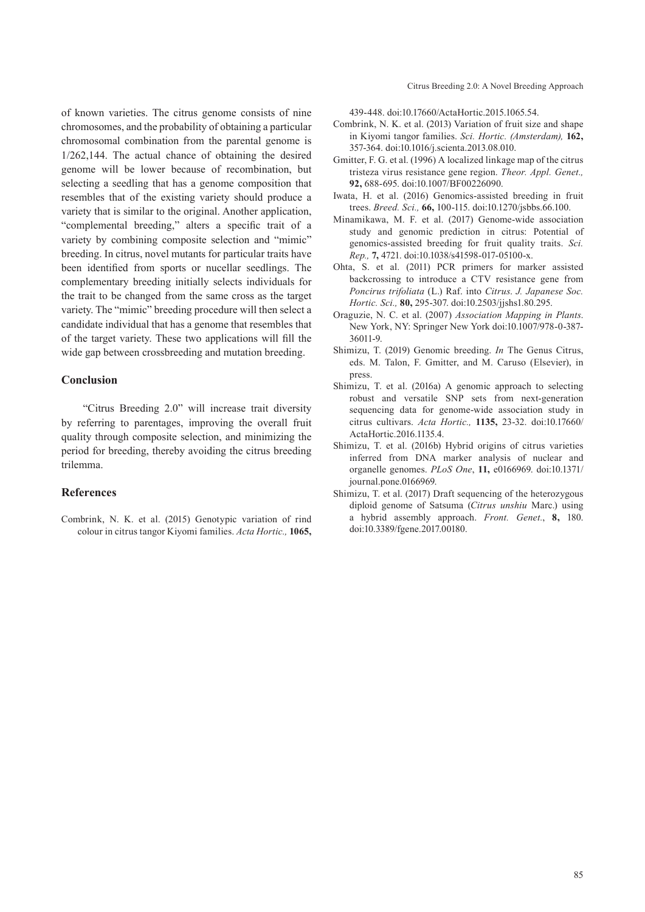of known varieties. The citrus genome consists of nine chromosomes, and the probability of obtaining a particular chromosomal combination from the parental genome is 1/262,144. The actual chance of obtaining the desired genome will be lower because of recombination, but selecting a seedling that has a genome composition that resembles that of the existing variety should produce a variety that is similar to the original. Another application, "complemental breeding," alters a specific trait of a variety by combining composite selection and "mimic" breeding. In citrus, novel mutants for particular traits have been identified from sports or nucellar seedlings. The complementary breeding initially selects individuals for the trait to be changed from the same cross as the target variety. The "mimic" breeding procedure will then select a candidate individual that has a genome that resembles that of the target variety. These two applications will fill the wide gap between crossbreeding and mutation breeding.

## Conclusion

"Citrus Breeding 2.0" will increase trait diversity by referring to parentages, improving the overall fruit quality through composite selection, and minimizing the period for breeding, thereby avoiding the citrus breeding trilemma.

## References

Combrink, N. K. et al. (2015) Genotypic variation of rind colour in citrus tangor Kiyomi families. *Acta Hortic.,* **1065,** 439-448. doi:10.17660/ActaHortic.2015.1065.54.

Combrink, N. K. et al. (2013) Variation of fruit size and shape in Kiyomi tangor families. *Sci. Hortic. (Amsterdam),* **162,** 357-364. doi:10.1016/j.scienta.2013.08.010.

Gmitter, F. G. et al. (1996) A localized linkage map of the citrus tristeza virus resistance gene region. *Theor. Appl. Genet.,* **92,** 688-695. doi:10.1007/BF00226090.

Iwata, H. et al. (2016) Genomics-assisted breeding in fruit trees. *Breed. Sci.,* **66,** 100-115. doi:10.1270/jsbbs.66.100.

Minamikawa, M. F. et al. (2017) Genome-wide association study and genomic prediction in citrus: Potential of genomics-assisted breeding for fruit quality traits. *Sci. Rep.,* **7,** 4721. doi:10.1038/s41598-017-05100-x.

Ohta, S. et al. (2011) PCR primers for marker assisted backcrossing to introduce a CTV resistance gene from *Poncirus trifoliata* (L.) Raf. into *Citrus*. *J. Japanese Soc. Hortic. Sci.,* **80,** 295-307. doi:10.2503/jjshs1.80.295.

Oraguzie, N. C. et al. (2007) *Association Mapping in Plants*. New York, NY: Springer New York doi:10.1007/978-0-387-36011-9.

Shimizu, T. (2019) Genomic breeding. *In* The Genus Citrus, eds. M. Talon, F. Gmitter, and M. Caruso (Elsevier), in press.

Shimizu, T. et al. (2016a) A genomic approach to selecting robust and versatile SNP sets from next-generation sequencing data for genome-wide association study in citrus cultivars. *Acta Hortic.,* **1135,** 23-32. doi:10.17660/ActaHortic.2016.1135.4.

Shimizu, T. et al. (2016b) Hybrid origins of citrus varieties inferred from DNA marker analysis of nuclear and organelle genomes. *PLoS One*, **11,** e0166969. doi:10.1371/journal.pone.0166969.

Shimizu, T. et al. (2017) Draft sequencing of the heterozygous diploid genome of Satsuma (*Citrus unshiu* Marc.) using a hybrid assembly approach. *Front. Genet.*, **8,** 180. doi:10.3389/fgene.2017.00180.